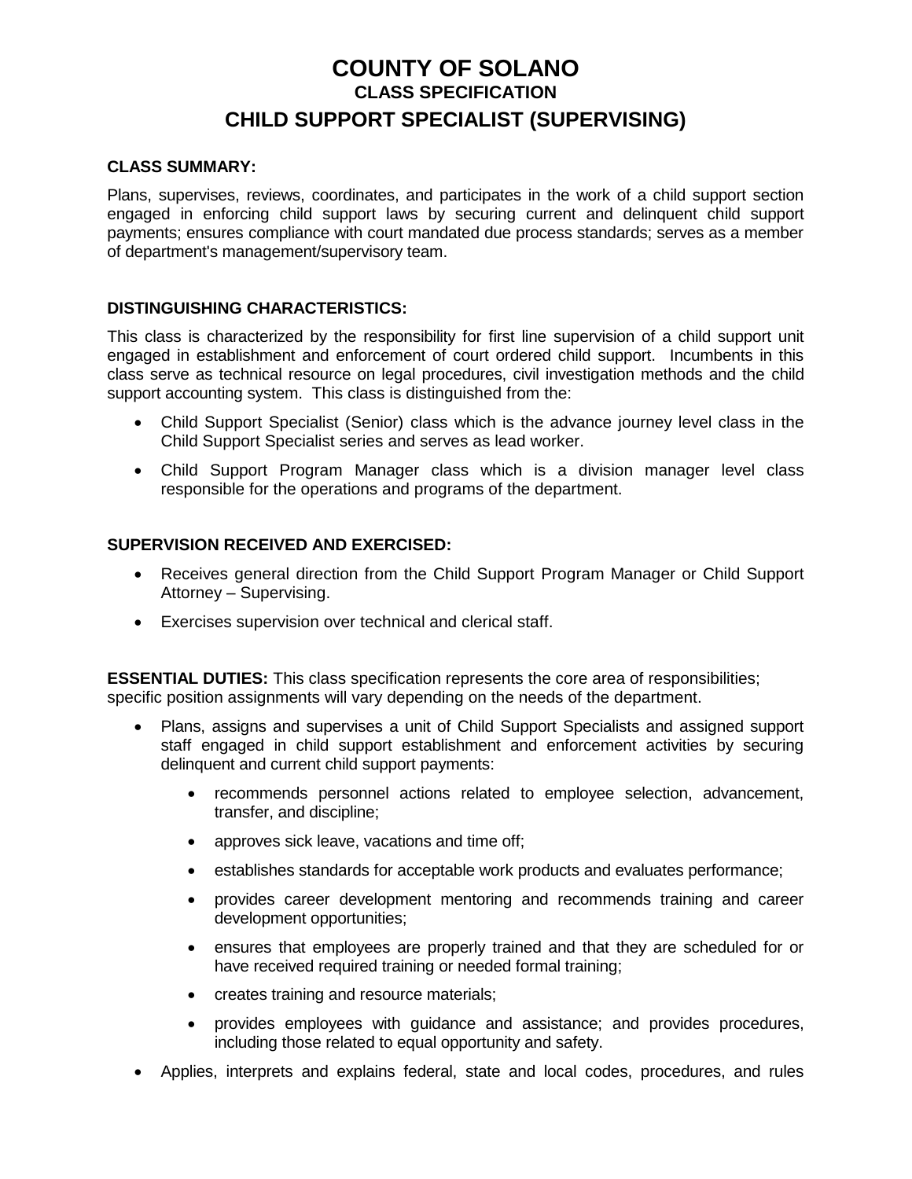# COUNTY OF SOLANO

## CLASS SPECIFICATION

## CHILD SUPPORT SPECIALIST (SUPERVISING)

**CLASS SUMMARY:**

Plans, supervises, reviews, coordinates, and participates in the work of a child support section engaged in enforcing child support laws by securing current and delinquent child support payments; ensures compliance with court mandated due process standards; serves as a member of department's management/supervisory team.

**DISTINGUISHING CHARACTERISTICS:**

This class is characterized by the responsibility for first line supervision of a child support unit engaged in establishment and enforcement of court ordered child support. Incumbents in this class serve as technical resource on legal procedures, civil investigation methods and the child support accounting system. This class is distinguished from the:

- Child Support Specialist (Senior) class which is the advance journey level class in the Child Support Specialist series and serves as lead worker.
- Child Support Program Manager class which is a division manager level class responsible for the operations and programs of the department.

**SUPERVISION RECEIVED AND EXERCISED:**

- Receives general direction from the Child Support Program Manager or Child Support Attorney – Supervising.
- Exercises supervision over technical and clerical staff.

**ESSENTIAL DUTIES:** This class specification represents the core area of responsibilities; specific position assignments will vary depending on the needs of the department.

- Plans, assigns and supervises a unit of Child Support Specialists and assigned support staff engaged in child support establishment and enforcement activities by securing delinquent and current child support payments:
  - recommends personnel actions related to employee selection, advancement, transfer, and discipline;
  - approves sick leave, vacations and time off;
  - establishes standards for acceptable work products and evaluates performance;
  - provides career development mentoring and recommends training and career development opportunities;
  - ensures that employees are properly trained and that they are scheduled for or have received required training or needed formal training;
  - creates training and resource materials;
  - provides employees with guidance and assistance; and provides procedures, including those related to equal opportunity and safety.
- Applies, interprets and explains federal, state and local codes, procedures, and rules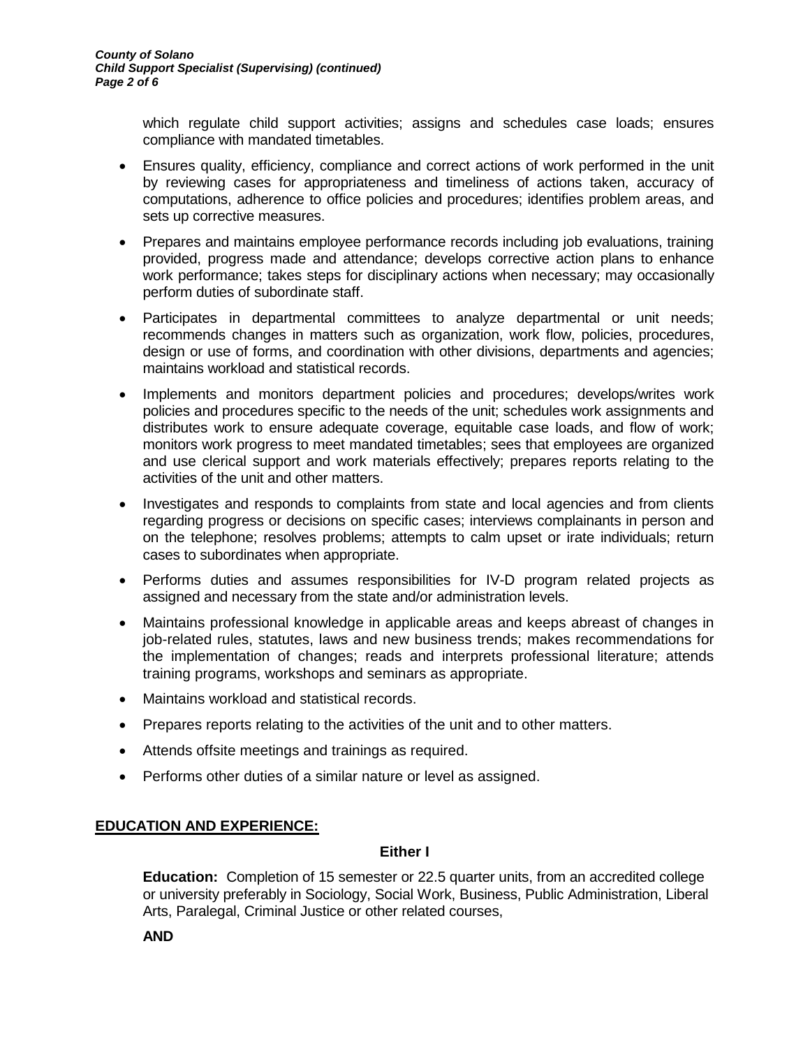which regulate child support activities; assigns and schedules case loads; ensures compliance with mandated timetables.

- Ensures quality, efficiency, compliance and correct actions of work performed in the unit by reviewing cases for appropriateness and timeliness of actions taken, accuracy of computations, adherence to office policies and procedures; identifies problem areas, and sets up corrective measures.
- Prepares and maintains employee performance records including job evaluations, training provided, progress made and attendance; develops corrective action plans to enhance work performance; takes steps for disciplinary actions when necessary; may occasionally perform duties of subordinate staff.
- Participates in departmental committees to analyze departmental or unit needs; recommends changes in matters such as organization, work flow, policies, procedures, design or use of forms, and coordination with other divisions, departments and agencies; maintains workload and statistical records.
- Implements and monitors department policies and procedures; develops/writes work policies and procedures specific to the needs of the unit; schedules work assignments and distributes work to ensure adequate coverage, equitable case loads, and flow of work; monitors work progress to meet mandated timetables; sees that employees are organized and use clerical support and work materials effectively; prepares reports relating to the activities of the unit and other matters.
- Investigates and responds to complaints from state and local agencies and from clients regarding progress or decisions on specific cases; interviews complainants in person and on the telephone; resolves problems; attempts to calm upset or irate individuals; return cases to subordinates when appropriate.
- Performs duties and assumes responsibilities for IV-D program related projects as assigned and necessary from the state and/or administration levels.
- Maintains professional knowledge in applicable areas and keeps abreast of changes in job-related rules, statutes, laws and new business trends; makes recommendations for the implementation of changes; reads and interprets professional literature; attends training programs, workshops and seminars as appropriate.
- Maintains workload and statistical records.
- Prepares reports relating to the activities of the unit and to other matters.
- Attends offsite meetings and trainings as required.
- Performs other duties of a similar nature or level as assigned.

## EDUCATION AND EXPERIENCE:

**Either I**

**Education:** Completion of 15 semester or 22.5 quarter units, from an accredited college or university preferably in Sociology, Social Work, Business, Public Administration, Liberal Arts, Paralegal, Criminal Justice or other related courses,

**AND**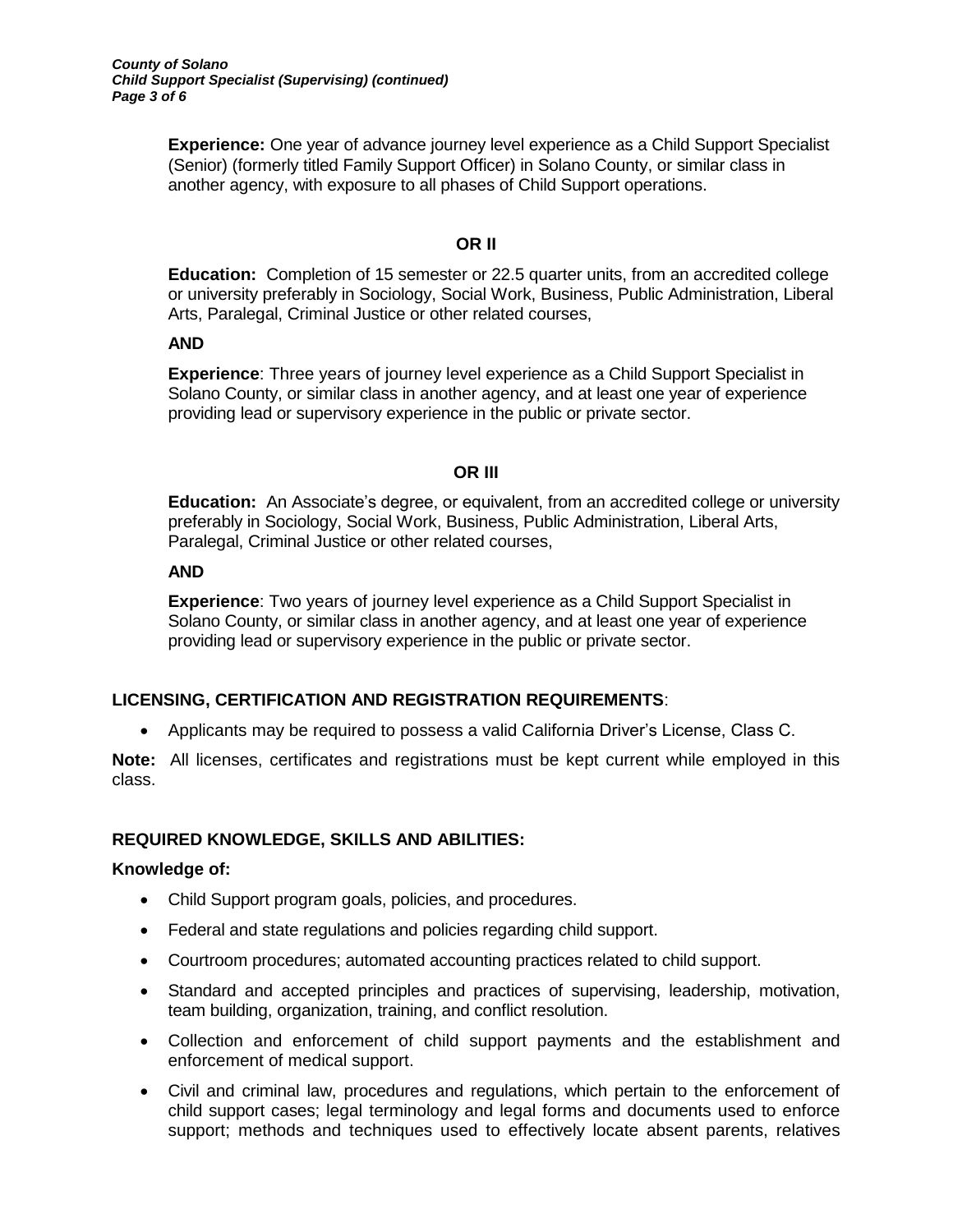**Experience:** One year of advance journey level experience as a Child Support Specialist (Senior) (formerly titled Family Support Officer) in Solano County, or similar class in another agency, with exposure to all phases of Child Support operations.

**OR II**

**Education:** Completion of 15 semester or 22.5 quarter units, from an accredited college or university preferably in Sociology, Social Work, Business, Public Administration, Liberal Arts, Paralegal, Criminal Justice or other related courses,

**AND**

**Experience**: Three years of journey level experience as a Child Support Specialist in Solano County, or similar class in another agency, and at least one year of experience providing lead or supervisory experience in the public or private sector.

**OR III**

**Education:** An Associate's degree, or equivalent, from an accredited college or university preferably in Sociology, Social Work, Business, Public Administration, Liberal Arts, Paralegal, Criminal Justice or other related courses,

**AND**

**Experience**: Two years of journey level experience as a Child Support Specialist in Solano County, or similar class in another agency, and at least one year of experience providing lead or supervisory experience in the public or private sector.

## LICENSING, CERTIFICATION AND REGISTRATION REQUIREMENTS:

- Applicants may be required to possess a valid California Driver's License, Class C.

**Note:** All licenses, certificates and registrations must be kept current while employed in this class.

## REQUIRED KNOWLEDGE, SKILLS AND ABILITIES:

**Knowledge of:**

- Child Support program goals, policies, and procedures.
- Federal and state regulations and policies regarding child support.
- Courtroom procedures; automated accounting practices related to child support.
- Standard and accepted principles and practices of supervising, leadership, motivation, team building, organization, training, and conflict resolution.
- Collection and enforcement of child support payments and the establishment and enforcement of medical support.
- Civil and criminal law, procedures and regulations, which pertain to the enforcement of child support cases; legal terminology and legal forms and documents used to enforce support; methods and techniques used to effectively locate absent parents, relatives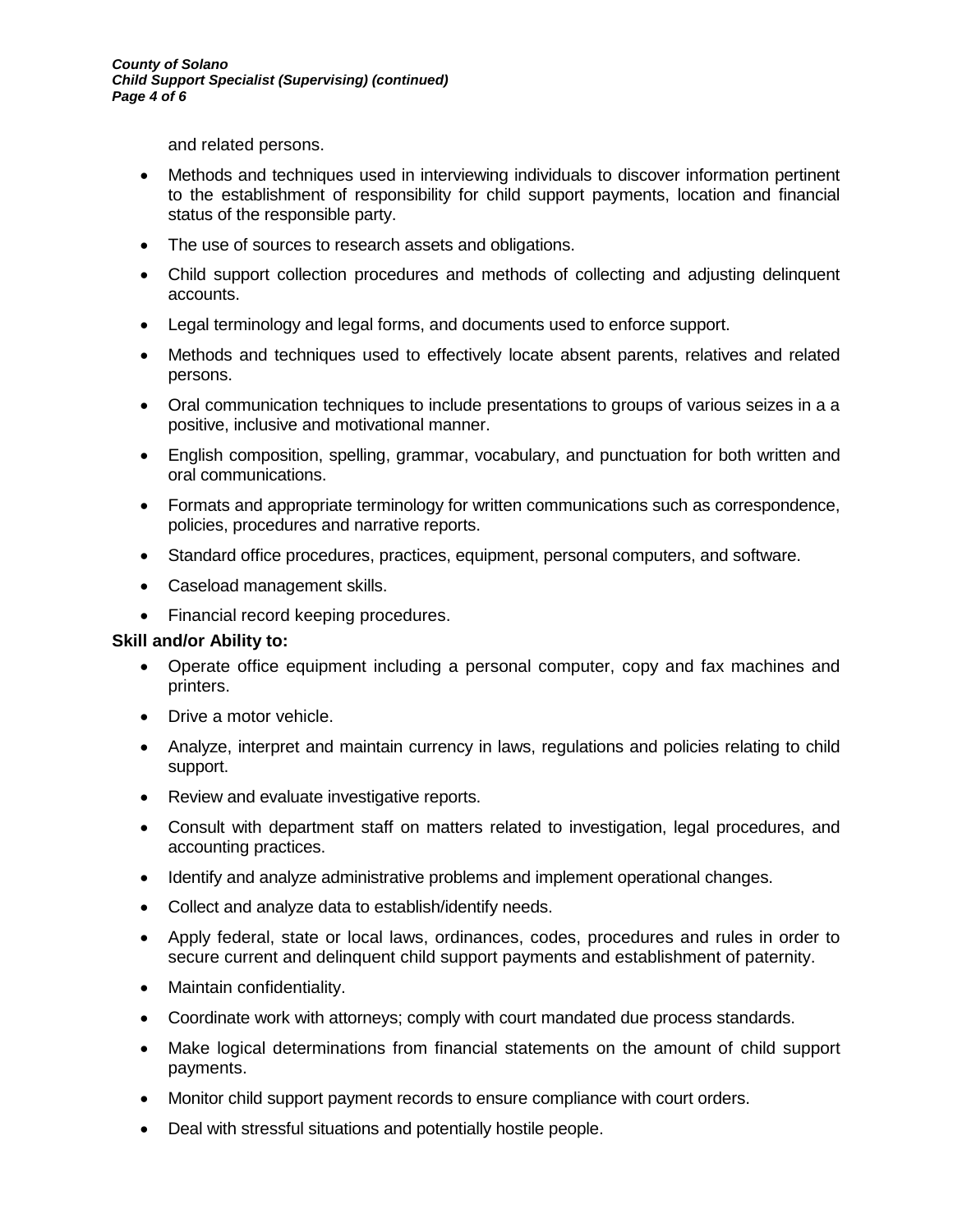and related persons.

- Methods and techniques used in interviewing individuals to discover information pertinent to the establishment of responsibility for child support payments, location and financial status of the responsible party.
- The use of sources to research assets and obligations.
- Child support collection procedures and methods of collecting and adjusting delinquent accounts.
- Legal terminology and legal forms, and documents used to enforce support.
- Methods and techniques used to effectively locate absent parents, relatives and related persons.
- Oral communication techniques to include presentations to groups of various seizes in a a positive, inclusive and motivational manner.
- English composition, spelling, grammar, vocabulary, and punctuation for both written and oral communications.
- Formats and appropriate terminology for written communications such as correspondence, policies, procedures and narrative reports.
- Standard office procedures, practices, equipment, personal computers, and software.
- Caseload management skills.
- Financial record keeping procedures.

**Skill and/or Ability to:**

- Operate office equipment including a personal computer, copy and fax machines and printers.
- Drive a motor vehicle.
- Analyze, interpret and maintain currency in laws, regulations and policies relating to child support.
- Review and evaluate investigative reports.
- Consult with department staff on matters related to investigation, legal procedures, and accounting practices.
- Identify and analyze administrative problems and implement operational changes.
- Collect and analyze data to establish/identify needs.
- Apply federal, state or local laws, ordinances, codes, procedures and rules in order to secure current and delinquent child support payments and establishment of paternity.
- Maintain confidentiality.
- Coordinate work with attorneys; comply with court mandated due process standards.
- Make logical determinations from financial statements on the amount of child support payments.
- Monitor child support payment records to ensure compliance with court orders.
- Deal with stressful situations and potentially hostile people.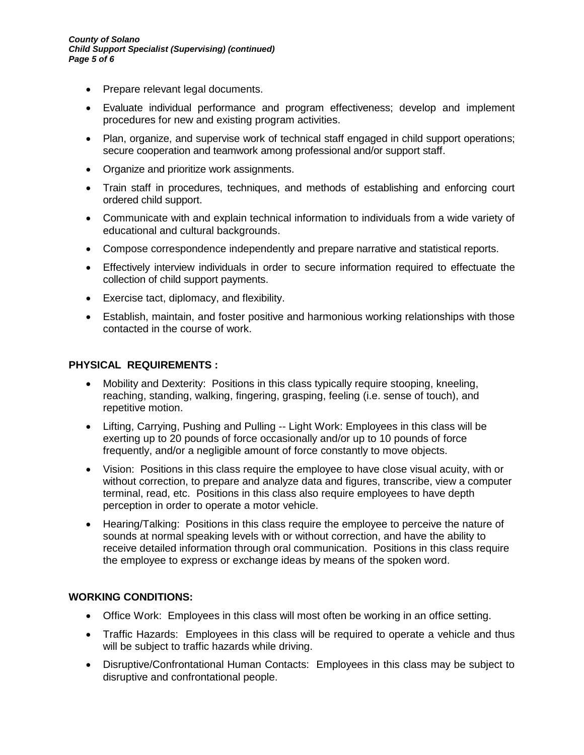- Prepare relevant legal documents.
- Evaluate individual performance and program effectiveness; develop and implement procedures for new and existing program activities.
- Plan, organize, and supervise work of technical staff engaged in child support operations; secure cooperation and teamwork among professional and/or support staff.
- Organize and prioritize work assignments.
- Train staff in procedures, techniques, and methods of establishing and enforcing court ordered child support.
- Communicate with and explain technical information to individuals from a wide variety of educational and cultural backgrounds.
- Compose correspondence independently and prepare narrative and statistical reports.
- Effectively interview individuals in order to secure information required to effectuate the collection of child support payments.
- Exercise tact, diplomacy, and flexibility.
- Establish, maintain, and foster positive and harmonious working relationships with those contacted in the course of work.

**PHYSICAL REQUIREMENTS :**

- Mobility and Dexterity: Positions in this class typically require stooping, kneeling, reaching, standing, walking, fingering, grasping, feeling (i.e. sense of touch), and repetitive motion.
- Lifting, Carrying, Pushing and Pulling -- Light Work: Employees in this class will be exerting up to 20 pounds of force occasionally and/or up to 10 pounds of force frequently, and/or a negligible amount of force constantly to move objects.
- Vision: Positions in this class require the employee to have close visual acuity, with or without correction, to prepare and analyze data and figures, transcribe, view a computer terminal, read, etc. Positions in this class also require employees to have depth perception in order to operate a motor vehicle.
- Hearing/Talking: Positions in this class require the employee to perceive the nature of sounds at normal speaking levels with or without correction, and have the ability to receive detailed information through oral communication. Positions in this class require the employee to express or exchange ideas by means of the spoken word.

**WORKING CONDITIONS:**

- Office Work: Employees in this class will most often be working in an office setting.
- Traffic Hazards: Employees in this class will be required to operate a vehicle and thus will be subject to traffic hazards while driving.
- Disruptive/Confrontational Human Contacts: Employees in this class may be subject to disruptive and confrontational people.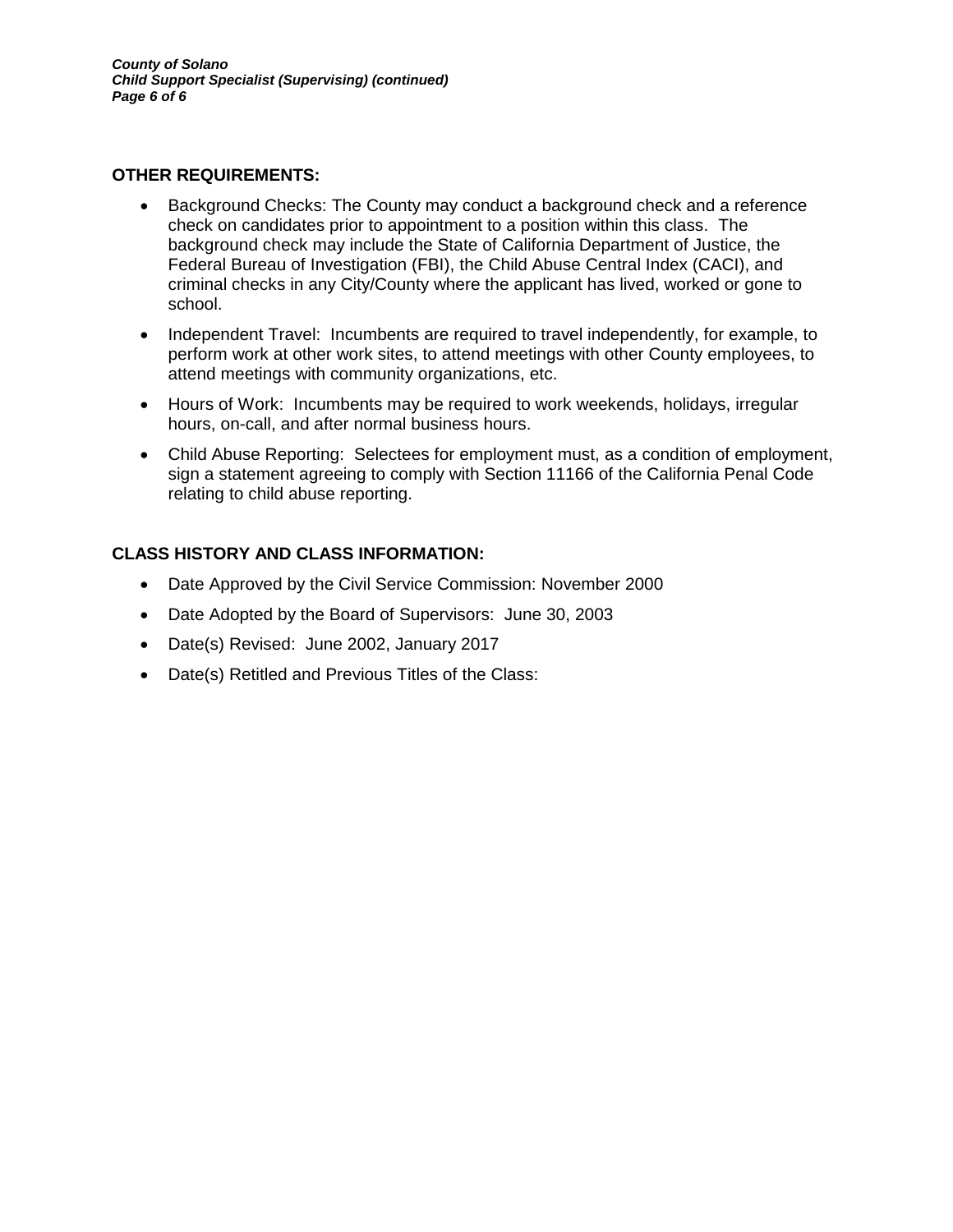## OTHER REQUIREMENTS:

- Background Checks: The County may conduct a background check and a reference check on candidates prior to appointment to a position within this class. The background check may include the State of California Department of Justice, the Federal Bureau of Investigation (FBI), the Child Abuse Central Index (CACI), and criminal checks in any City/County where the applicant has lived, worked or gone to school.
- Independent Travel: Incumbents are required to travel independently, for example, to perform work at other work sites, to attend meetings with other County employees, to attend meetings with community organizations, etc.
- Hours of Work: Incumbents may be required to work weekends, holidays, irregular hours, on-call, and after normal business hours.
- Child Abuse Reporting: Selectees for employment must, as a condition of employment, sign a statement agreeing to comply with Section 11166 of the California Penal Code relating to child abuse reporting.

## CLASS HISTORY AND CLASS INFORMATION:

- Date Approved by the Civil Service Commission: November 2000
- Date Adopted by the Board of Supervisors: June 30, 2003
- Date(s) Revised: June 2002, January 2017
- Date(s) Retitled and Previous Titles of the Class: